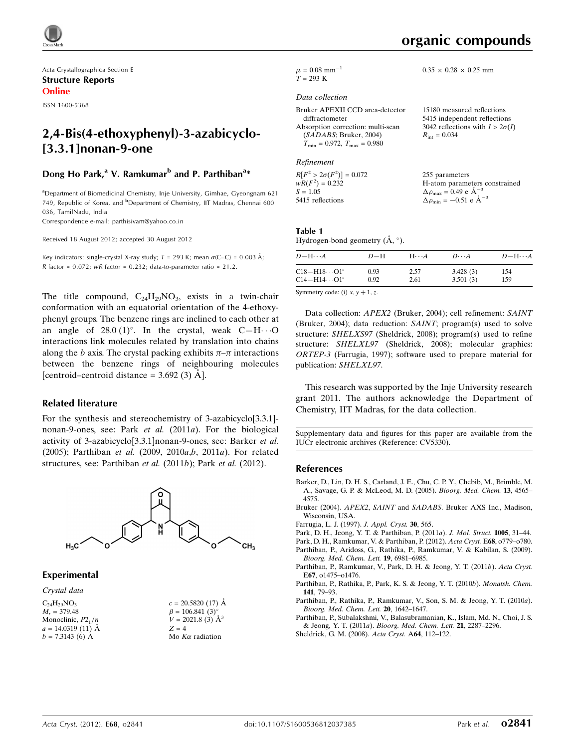Acta Crystallographica Section E

**Structure Reports Online**

ISSN 1600-5368

# 2,4-Bis(4-ethoxyphenyl)-3-azabicyclo[3.3.1]nonan-9-one

**Dong Ho Park,[a] V. Ramkumar[b] and P. Parthiban[a]***

[a]Department of Biomedicinal Chemistry, Inje University, Gimhae, Gyeongnam 621 749, Republic of Korea, and [b]Department of Chemistry, IIT Madras, Chennai 600 036, TamilNadu, India

Correspondence e-mail: parthisivam@yahoo.co.in

Received 18 August 2012; accepted 30 August 2012

Key indicators: single-crystal X-ray study; $T$ = 293 K; mean $\sigma$(C–C) = 0.003 Å; $R$ factor = 0.072; $wR$ factor = 0.232; data-to-parameter ratio = 21.2.

The title compound, $C_{24}H_{29}NO_3$, exists in a twin-chair conformation with an equatorial orientation of the 4-ethoxyphenyl groups. The benzene rings are inclined to each other at an angle of 28.0 (1)°. In the crystal, weak C—H⋯O interactions link molecules related by translation into chains along the $b$ axis. The crystal packing exhibits $\pi$–$\pi$ interactions between the benzene rings of neighbouring molecules [centroid–centroid distance = 3.692 (3) Å].

## Related literature

For the synthesis and stereochemistry of 3-azabicyclo[3.3.1]nonan-9-ones, see: Park *et al.* (2011*a*). For the biological activity of 3-azabicyclo[3.3.1]nonan-9-ones, see: Barker *et al.* (2005); Parthiban *et al.* (2009, 2010*a*,*b*, 2011*a*). For related structures, see: Parthiban *et al.* (2011*b*); Park *et al.* (2012).

## Experimental

### Crystal data

- $C_{24}H_{29}NO_3$
- $M_r$ = 379.48
- Monoclinic, $P2_1/n$
- $a$ = 14.0319 (11) Å
- $b$ = 7.3143 (6) Å
- $c$ = 20.5820 (17) Å
- $\beta$ = 106.841 (3)°
- $V$ = 2021.8 (3) Å$^3$
- $Z$ = 4
- Mo $K\alpha$ radiation
- $\mu$ = 0.08 mm$^{-1}$
- $T$ = 293 K
- 0.35 × 0.28 × 0.25 mm

### Data collection

- Bruker APEXII CCD area-detector diffractometer
- Absorption correction: multi-scan (*SADABS*; Bruker, 2004)
- $T_{min}$ = 0.972, $T_{max}$ = 0.980
- 15180 measured reflections
- 5415 independent reflections
- 3042 reflections with $I > 2\sigma(I)$
- $R_{int}$ = 0.034

### Refinement

- $R[F^2 > 2\sigma(F^2)]$ = 0.072
- $wR(F^2)$ = 0.232
- $S$ = 1.05
- 5415 reflections
- 255 parameters
- H-atom parameters constrained
- $\Delta\rho_{max}$ = 0.49 e Å$^{-3}$
- $\Delta\rho_{min}$ = −0.51 e Å$^{-3}$

**Table 1**
Hydrogen-bond geometry (Å, °).

| $D$—H⋯$A$ | $D$—H | H⋯$A$ | $D$⋯$A$ | $D$—H⋯$A$ |
|---|---|---|---|---|
| C18—H18⋯O1[i] | 0.93 | 2.57 | 3.428 (3) | 154 |
| C14—H14⋯O1[i] | 0.92 | 2.61 | 3.501 (3) | 159 |

Symmetry code: (i) $x, y + 1, z$.

Data collection: *APEX2* (Bruker, 2004); cell refinement: *SAINT* (Bruker, 2004); data reduction: *SAINT*; program(s) used to solve structure: *SHELXS97* (Sheldrick, 2008); program(s) used to refine structure: *SHELXL97* (Sheldrick, 2008); molecular graphics: *ORTEP-3* (Farrugia, 1997); software used to prepare material for publication: *SHELXL97*.

This research was supported by the Inje University research grant 2011. The authors acknowledge the Department of Chemistry, IIT Madras, for the data collection.

Supplementary data and figures for this paper are available from the IUCr electronic archives (Reference: CV5330).

## References

Barker, D., Lin, D. H. S., Carland, J. E., Chu, C. P. Y., Chebib, M., Brimble, M. A., Savage, G. P. & McLeod, M. D. (2005). *Bioorg. Med. Chem.* **13**, 4565–4575.

Bruker (2004). *APEX2*, *SAINT* and *SADABS*. Bruker AXS Inc., Madison, Wisconsin, USA.

Farrugia, L. J. (1997). *J. Appl. Cryst.* **30**, 565.

Park, D. H., Jeong, Y. T. & Parthiban, P. (2011*a*). *J. Mol. Struct.* **1005**, 31–44.

Park, D. H., Ramkumar, V. & Parthiban, P. (2012). *Acta Cryst.* E**68**, o779–o780.

Parthiban, P., Aridoss, G., Rathika, P., Ramkumar, V. & Kabilan, S. (2009). *Bioorg. Med. Chem. Lett.* **19**, 6981–6985.

Parthiban, P., Ramkumar, V., Park, D. H. & Jeong, Y. T. (2011*b*). *Acta Cryst.* E**67**, o1475–o1476.

Parthiban, P., Rathika, P., Park, K. S. & Jeong, Y. T. (2010*b*). *Monatsh. Chem.* **141**, 79–93.

Parthiban, P., Rathika, P., Ramkumar, V., Son, S. M. & Jeong, Y. T. (2010*a*). *Bioorg. Med. Chem. Lett.* **20**, 1642–1647.

Parthiban, P., Subalakshmi, V., Balasubramanian, K., Islam, Md. N., Choi, J. S. & Jeong, Y. T. (2011*a*). *Bioorg. Med. Chem. Lett.* **21**, 2287–2296.

Sheldrick, G. M. (2008). *Acta Cryst.* A**64**, 112–122.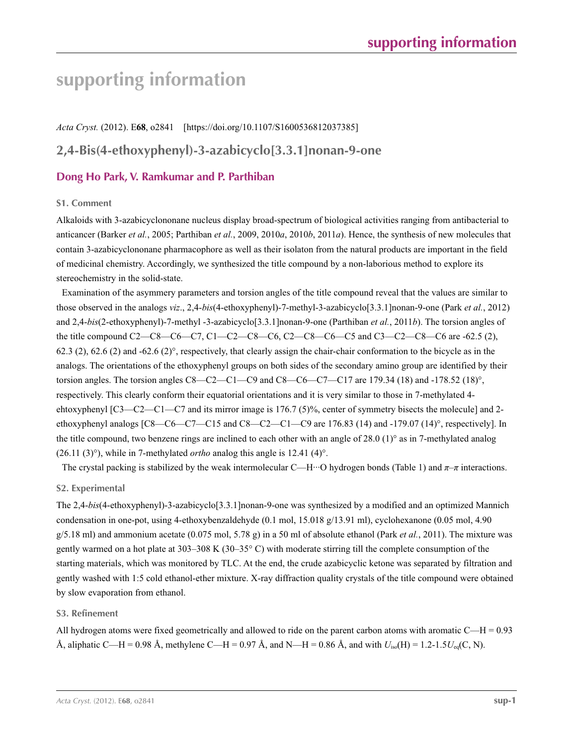# supporting information

*Acta Cryst.* (2012). E**68**, o2841 [https://doi.org/10.1107/S1600536812037385]

## 2,4-Bis(4-ethoxyphenyl)-3-azabicyclo[3.3.1]nonan-9-one

### Dong Ho Park, V. Ramkumar and P. Parthiban

### S1. Comment

Alkaloids with 3-azabicyclononane nucleus display broad-spectrum of biological activities ranging from antibacterial to anticancer (Barker *et al.*, 2005; Parthiban *et al.*, 2009, 2010*a*, 2010*b*, 2011*a*). Hence, the synthesis of new molecules that contain 3-azabicyclononane pharmacophore as well as their isolaton from the natural products are important in the field of medicinal chemistry. Accordingly, we synthesized the title compound by a non-laborious method to explore its stereochemistry in the solid-state.

Examination of the asymmery parameters and torsion angles of the title compound reveal that the values are similar to those observed in the analogs *viz*., 2,4-*bis*(4-ethoxyphenyl)-7-methyl-3-azabicyclo[3.3.1]nonan-9-one (Park *et al.*, 2012) and 2,4-*bis*(2-ethoxyphenyl)-7-methyl -3-azabicyclo[3.3.1]nonan-9-one (Parthiban *et al.*, 2011*b*). The torsion angles of the title compound C2—C8—C6—C7, C1—C2—C8—C6, C2—C8—C6—C5 and C3—C2—C8—C6 are -62.5 (2), 62.3 (2), 62.6 (2) and -62.6 (2)°, respectively, that clearly assign the chair-chair conformation to the bicycle as in the analogs. The orientations of the ethoxyphenyl groups on both sides of the secondary amino group are identified by their torsion angles. The torsion angles C8—C2—C1—C9 and C8—C6—C7—C17 are 179.34 (18) and -178.52 (18)°, respectively. This clearly conform their equatorial orientations and it is very similar to those in 7-methylated 4-ehtoxyphenyl [C3—C2—C1—C7 and its mirror image is 176.7 (5)%, center of symmetry bisects the molecule] and 2-ethoxyphenyl analogs [C8—C6—C7—C15 and C8—C2—C1—C9 are 176.83 (14) and -179.07 (14)°, respectively]. In the title compound, two benzene rings are inclined to each other with an angle of 28.0 (1)° as in 7-methylated analog (26.11 (3)°), while in 7-methylated *ortho* analog this angle is 12.41 (4)°.

The crystal packing is stabilized by the weak intermolecular C—H···O hydrogen bonds (Table 1) and *π*–*π* interactions.

### S2. Experimental

The 2,4-*bis*(4-ethoxyphenyl)-3-azabicyclo[3.3.1]nonan-9-one was synthesized by a modified and an optimized Mannich condensation in one-pot, using 4-ethoxybenzaldehyde (0.1 mol, 15.018 g/13.91 ml), cyclohexanone (0.05 mol, 4.90 g/5.18 ml) and ammonium acetate (0.075 mol, 5.78 g) in a 50 ml of absolute ethanol (Park *et al.*, 2011). The mixture was gently warmed on a hot plate at 303–308 K (30–35° C) with moderate stirring till the complete consumption of the starting materials, which was monitored by TLC. At the end, the crude azabicyclic ketone was separated by filtration and gently washed with 1:5 cold ethanol-ether mixture. X-ray diffraction quality crystals of the title compound were obtained by slow evaporation from ethanol.

### S3. Refinement

All hydrogen atoms were fixed geometrically and allowed to ride on the parent carbon atoms with aromatic C—H = 0.93 Å, aliphatic C—H = 0.98 Å, methylene C—H = 0.97 Å, and N—H = 0.86 Å, and with $U_{iso}$(H) = 1.2-1.5$U_{eq}$(C, N).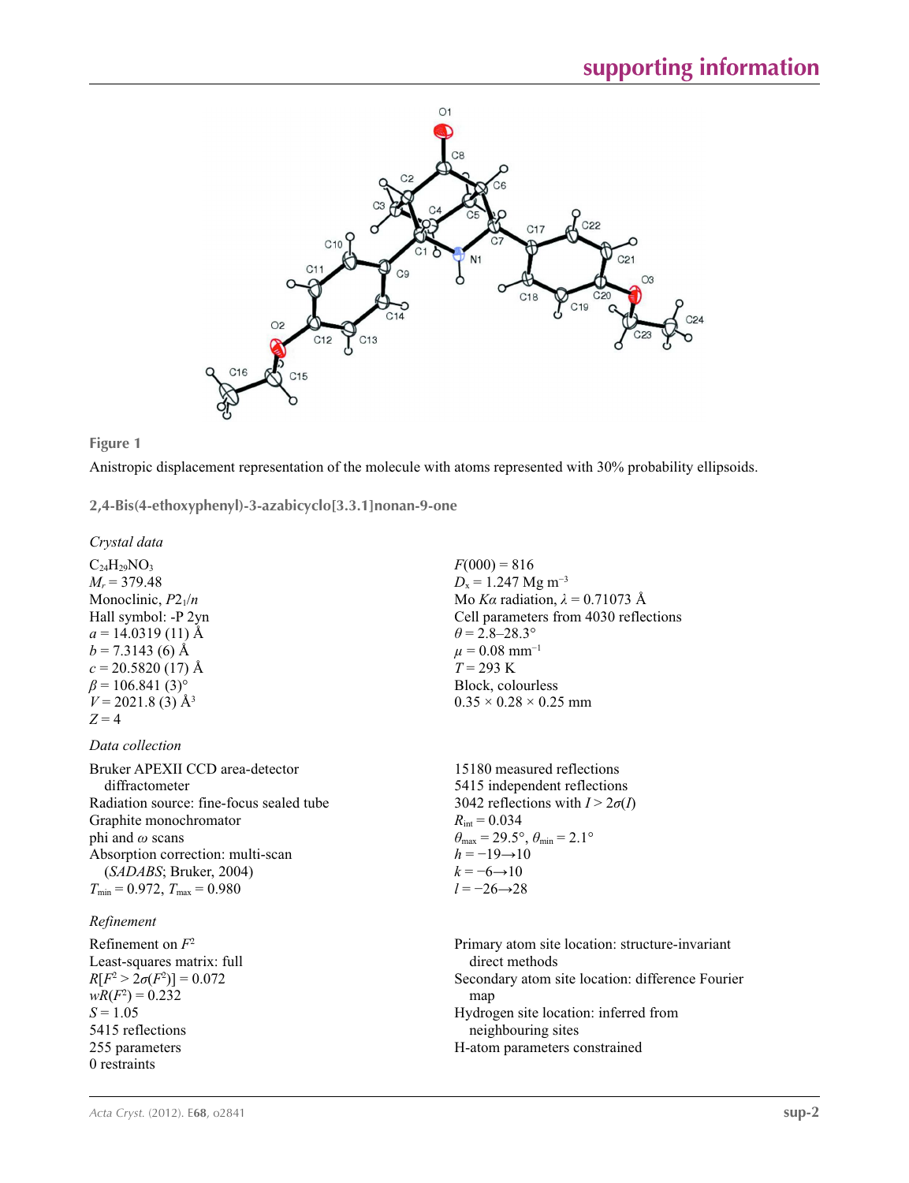**Figure 1**

Anistropic displacement representation of the molecule with atoms represented with 30% probability ellipsoids.

## 2,4-Bis(4-ethoxyphenyl)-3-azabicyclo[3.3.1]nonan-9-one

### *Crystal data*

$C_{24}H_{29}NO_3$
$M_r = 379.48$
Monoclinic, $P2_1/n$
Hall symbol: -P 2yn
$a = 14.0319$ (11) Å
$b = 7.3143$ (6) Å
$c = 20.5820$ (17) Å
$\beta = 106.841$ (3)°
$V = 2021.8$ (3) Å$^3$
$Z = 4$

$F(000) = 816$
$D_x = 1.247$ Mg m$^{-3}$
Mo $K\alpha$ radiation, $\lambda = 0.71073$ Å
Cell parameters from 4030 reflections
$\theta = 2.8$–$28.3°$
$\mu = 0.08$ mm$^{-1}$
$T = 293$ K
Block, colourless
0.35 × 0.28 × 0.25 mm

### *Data collection*

Bruker APEXII CCD area-detector diffractometer
Radiation source: fine-focus sealed tube
Graphite monochromator
phi and $\omega$ scans
Absorption correction: multi-scan (*SADABS*; Bruker, 2004)
$T_{min} = 0.972$, $T_{max} = 0.980$

15180 measured reflections
5415 independent reflections
3042 reflections with $I > 2\sigma(I)$
$R_{int} = 0.034$
$\theta_{max} = 29.5°$, $\theta_{min} = 2.1°$
$h = -19 \rightarrow 10$
$k = -6 \rightarrow 10$
$l = -26 \rightarrow 28$

### *Refinement*

Refinement on $F^2$
Least-squares matrix: full
$R[F^2 > 2\sigma(F^2)] = 0.072$
$wR(F^2) = 0.232$
$S = 1.05$
5415 reflections
255 parameters
0 restraints

Primary atom site location: structure-invariant direct methods
Secondary atom site location: difference Fourier map
Hydrogen site location: inferred from neighbouring sites
H-atom parameters constrained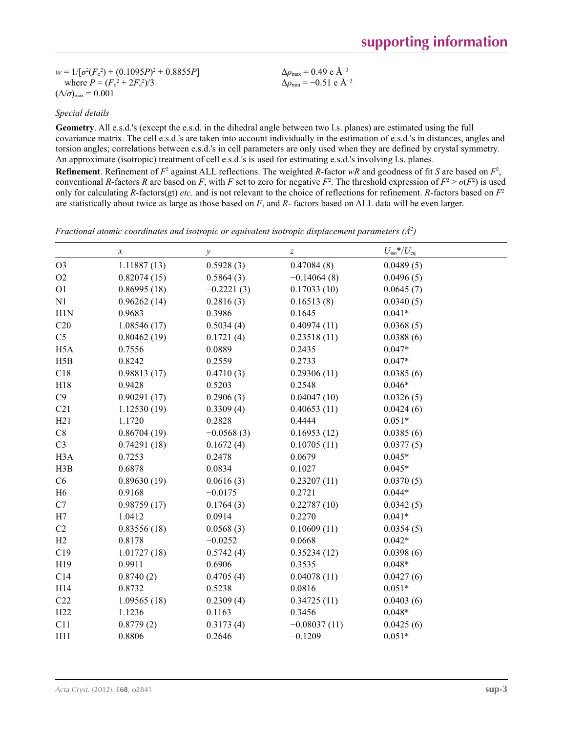$w = 1/[\sigma^2(F_o^2) + (0.1095P)^2 + 0.8855P]$
where $P = (F_o^2 + 2F_c^2)/3$
$(\Delta/\sigma)_{max} = 0.001$

$\Delta\rho_{max} = 0.49$ e Å$^{-3}$
$\Delta\rho_{min} = -0.51$ e Å$^{-3}$

*Special details*

**Geometry**. All e.s.d.'s (except the e.s.d. in the dihedral angle between two l.s. planes) are estimated using the full covariance matrix. The cell e.s.d.'s are taken into account individually in the estimation of e.s.d.'s in distances, angles and torsion angles; correlations between e.s.d.'s in cell parameters are only used when they are defined by crystal symmetry. An approximate (isotropic) treatment of cell e.s.d.'s is used for estimating e.s.d.'s involving l.s. planes.

**Refinement**. Refinement of $F^2$ against ALL reflections. The weighted $R$-factor $wR$ and goodness of fit $S$ are based on $F^2$, conventional $R$-factors $R$ are based on $F$, with $F$ set to zero for negative $F^2$. The threshold expression of $F^2 > \sigma(F^2)$ is used only for calculating $R$-factors(gt) *etc*. and is not relevant to the choice of reflections for refinement. $R$-factors based on $F^2$ are statistically about twice as large as those based on $F$, and $R$- factors based on ALL data will be even larger.

*Fractional atomic coordinates and isotropic or equivalent isotropic displacement parameters (Å$^2$)*

| | $x$ | $y$ | $z$ | $U_{iso}$*/$U_{eq}$ |
|---|---|---|---|---|
| O3 | 1.11887 (13) | 0.5928 (3) | 0.47084 (8) | 0.0489 (5) |
| O2 | 0.82074 (15) | 0.5864 (3) | −0.14064 (8) | 0.0496 (5) |
| O1 | 0.86995 (18) | −0.2221 (3) | 0.17033 (10) | 0.0645 (7) |
| N1 | 0.96262 (14) | 0.2816 (3) | 0.16513 (8) | 0.0340 (5) |
| H1N | 0.9683 | 0.3986 | 0.1645 | 0.041* |
| C20 | 1.08546 (17) | 0.5034 (4) | 0.40974 (11) | 0.0368 (5) |
| C5 | 0.80462 (19) | 0.1721 (4) | 0.23518 (11) | 0.0388 (6) |
| H5A | 0.7556 | 0.0889 | 0.2435 | 0.047* |
| H5B | 0.8242 | 0.2559 | 0.2733 | 0.047* |
| C18 | 0.98813 (17) | 0.4710 (3) | 0.29306 (11) | 0.0385 (6) |
| H18 | 0.9428 | 0.5203 | 0.2548 | 0.046* |
| C9 | 0.90291 (17) | 0.2906 (3) | 0.04047 (10) | 0.0326 (5) |
| C21 | 1.12530 (19) | 0.3309 (4) | 0.40653 (11) | 0.0424 (6) |
| H21 | 1.1720 | 0.2828 | 0.4444 | 0.051* |
| C8 | 0.86704 (19) | −0.0568 (3) | 0.16953 (12) | 0.0385 (6) |
| C3 | 0.74291 (18) | 0.1672 (4) | 0.10705 (11) | 0.0377 (5) |
| H3A | 0.7253 | 0.2478 | 0.0679 | 0.045* |
| H3B | 0.6878 | 0.0834 | 0.1027 | 0.045* |
| C6 | 0.89630 (19) | 0.0616 (3) | 0.23207 (11) | 0.0370 (5) |
| H6 | 0.9168 | −0.0175 | 0.2721 | 0.044* |
| C7 | 0.98759 (17) | 0.1764 (3) | 0.22787 (10) | 0.0342 (5) |
| H7 | 1.0412 | 0.0914 | 0.2270 | 0.041* |
| C2 | 0.83556 (18) | 0.0568 (3) | 0.10609 (11) | 0.0354 (5) |
| H2 | 0.8178 | −0.0252 | 0.0668 | 0.042* |
| C19 | 1.01727 (18) | 0.5742 (4) | 0.35234 (12) | 0.0398 (6) |
| H19 | 0.9911 | 0.6906 | 0.3535 | 0.048* |
| C14 | 0.8740 (2) | 0.4705 (4) | 0.04078 (11) | 0.0427 (6) |
| H14 | 0.8732 | 0.5238 | 0.0816 | 0.051* |
| C22 | 1.09565 (18) | 0.2309 (4) | 0.34725 (11) | 0.0403 (6) |
| H22 | 1.1236 | 0.1163 | 0.3456 | 0.048* |
| C11 | 0.8779 (2) | 0.3173 (4) | −0.08037 (11) | 0.0425 (6) |
| H11 | 0.8806 | 0.2646 | −0.1209 | 0.051* |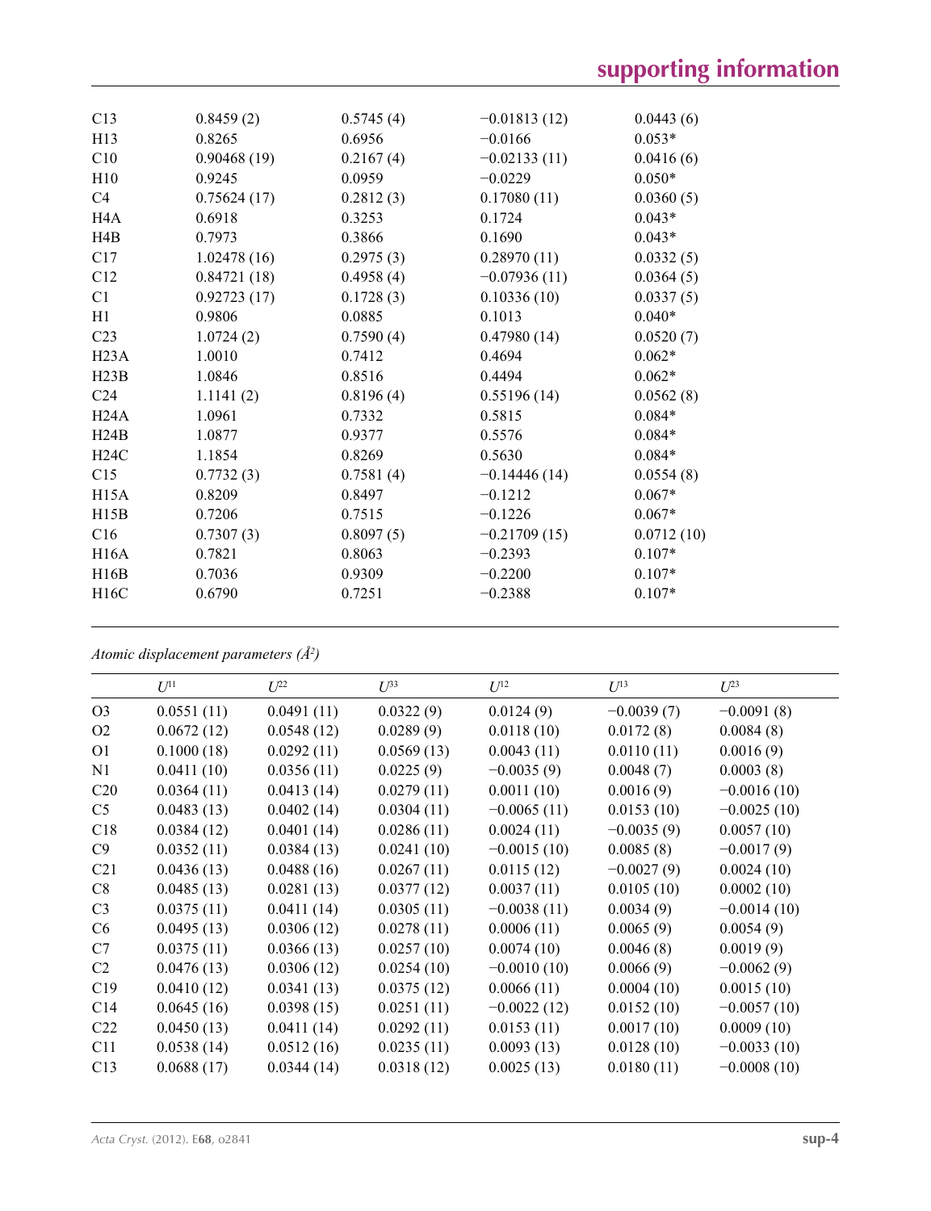| | | | | |
|---|---|---|---|---|
| C13 | 0.8459 (2) | 0.5745 (4) | −0.01813 (12) | 0.0443 (6) |
| H13 | 0.8265 | 0.6956 | −0.0166 | 0.053* |
| C10 | 0.90468 (19) | 0.2167 (4) | −0.02133 (11) | 0.0416 (6) |
| H10 | 0.9245 | 0.0959 | −0.0229 | 0.050* |
| C4 | 0.75624 (17) | 0.2812 (3) | 0.17080 (11) | 0.0360 (5) |
| H4A | 0.6918 | 0.3253 | 0.1724 | 0.043* |
| H4B | 0.7973 | 0.3866 | 0.1690 | 0.043* |
| C17 | 1.02478 (16) | 0.2975 (3) | 0.28970 (11) | 0.0332 (5) |
| C12 | 0.84721 (18) | 0.4958 (4) | −0.07936 (11) | 0.0364 (5) |
| C1 | 0.92723 (17) | 0.1728 (3) | 0.10336 (10) | 0.0337 (5) |
| H1 | 0.9806 | 0.0885 | 0.1013 | 0.040* |
| C23 | 1.0724 (2) | 0.7590 (4) | 0.47980 (14) | 0.0520 (7) |
| H23A | 1.0010 | 0.7412 | 0.4694 | 0.062* |
| H23B | 1.0846 | 0.8516 | 0.4494 | 0.062* |
| C24 | 1.1141 (2) | 0.8196 (4) | 0.55196 (14) | 0.0562 (8) |
| H24A | 1.0961 | 0.7332 | 0.5815 | 0.084* |
| H24B | 1.0877 | 0.9377 | 0.5576 | 0.084* |
| H24C | 1.1854 | 0.8269 | 0.5630 | 0.084* |
| C15 | 0.7732 (3) | 0.7581 (4) | −0.14446 (14) | 0.0554 (8) |
| H15A | 0.8209 | 0.8497 | −0.1212 | 0.067* |
| H15B | 0.7206 | 0.7515 | −0.1226 | 0.067* |
| C16 | 0.7307 (3) | 0.8097 (5) | −0.21709 (15) | 0.0712 (10) |
| H16A | 0.7821 | 0.8063 | −0.2393 | 0.107* |
| H16B | 0.7036 | 0.9309 | −0.2200 | 0.107* |
| H16C | 0.6790 | 0.7251 | −0.2388 | 0.107* |

*Atomic displacement parameters (Å²)*

| | $U^{11}$ | $U^{22}$ | $U^{33}$ | $U^{12}$ | $U^{13}$ | $U^{23}$ |
|---|---|---|---|---|---|---|
| O3 | 0.0551 (11) | 0.0491 (11) | 0.0322 (9) | 0.0124 (9) | −0.0039 (7) | −0.0091 (8) |
| O2 | 0.0672 (12) | 0.0548 (12) | 0.0289 (9) | 0.0118 (10) | 0.0172 (8) | 0.0084 (8) |
| O1 | 0.1000 (18) | 0.0292 (11) | 0.0569 (13) | 0.0043 (11) | 0.0110 (11) | 0.0016 (9) |
| N1 | 0.0411 (10) | 0.0356 (11) | 0.0225 (9) | −0.0035 (9) | 0.0048 (7) | 0.0003 (8) |
| C20 | 0.0364 (11) | 0.0413 (14) | 0.0279 (11) | 0.0011 (10) | 0.0016 (9) | −0.0016 (10) |
| C5 | 0.0483 (13) | 0.0402 (14) | 0.0304 (11) | −0.0065 (11) | 0.0153 (10) | −0.0025 (10) |
| C18 | 0.0384 (12) | 0.0401 (14) | 0.0286 (11) | 0.0024 (11) | −0.0035 (9) | 0.0057 (10) |
| C9 | 0.0352 (11) | 0.0384 (13) | 0.0241 (10) | −0.0015 (10) | 0.0085 (8) | −0.0017 (9) |
| C21 | 0.0436 (13) | 0.0488 (16) | 0.0267 (11) | 0.0115 (12) | −0.0027 (9) | 0.0024 (10) |
| C8 | 0.0485 (13) | 0.0281 (13) | 0.0377 (12) | 0.0037 (11) | 0.0105 (10) | 0.0002 (10) |
| C3 | 0.0375 (11) | 0.0411 (14) | 0.0305 (11) | −0.0038 (11) | 0.0034 (9) | −0.0014 (10) |
| C6 | 0.0495 (13) | 0.0306 (12) | 0.0278 (11) | 0.0006 (11) | 0.0065 (9) | 0.0054 (9) |
| C7 | 0.0375 (11) | 0.0366 (13) | 0.0257 (10) | 0.0074 (10) | 0.0046 (8) | 0.0019 (9) |
| C2 | 0.0476 (13) | 0.0306 (12) | 0.0254 (10) | −0.0010 (10) | 0.0066 (9) | −0.0062 (9) |
| C19 | 0.0410 (12) | 0.0341 (13) | 0.0375 (12) | 0.0066 (11) | 0.0004 (10) | 0.0015 (10) |
| C14 | 0.0645 (16) | 0.0398 (15) | 0.0251 (11) | −0.0022 (12) | 0.0152 (10) | −0.0057 (10) |
| C22 | 0.0450 (13) | 0.0411 (14) | 0.0292 (11) | 0.0153 (11) | 0.0017 (10) | 0.0009 (10) |
| C11 | 0.0538 (14) | 0.0512 (16) | 0.0235 (11) | 0.0093 (13) | 0.0128 (10) | −0.0033 (10) |
| C13 | 0.0688 (17) | 0.0344 (14) | 0.0318 (12) | 0.0025 (13) | 0.0180 (11) | −0.0008 (10) |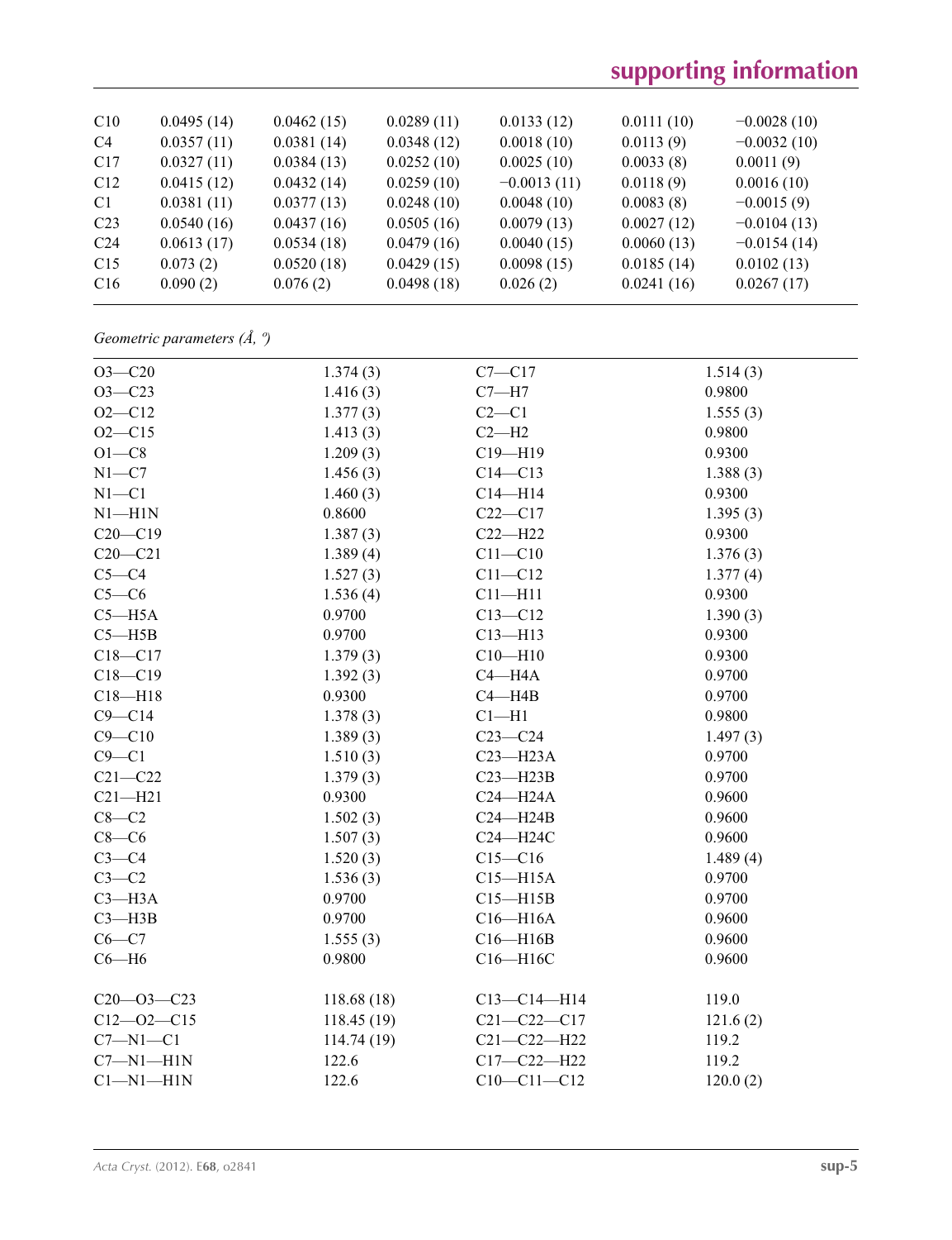| C10 | 0.0495 (14) | 0.0462 (15) | 0.0289 (11) | 0.0133 (12) | 0.0111 (10) | −0.0028 (10) |
|---|---|---|---|---|---|---|
| C4 | 0.0357 (11) | 0.0381 (14) | 0.0348 (12) | 0.0018 (10) | 0.0113 (9) | −0.0032 (10) |
| C17 | 0.0327 (11) | 0.0384 (13) | 0.0252 (10) | 0.0025 (10) | 0.0033 (8) | 0.0011 (9) |
| C12 | 0.0415 (12) | 0.0432 (14) | 0.0259 (10) | −0.0013 (11) | 0.0118 (9) | 0.0016 (10) |
| C1 | 0.0381 (11) | 0.0377 (13) | 0.0248 (10) | 0.0048 (10) | 0.0083 (8) | −0.0015 (9) |
| C23 | 0.0540 (16) | 0.0437 (16) | 0.0505 (16) | 0.0079 (13) | 0.0027 (12) | −0.0104 (13) |
| C24 | 0.0613 (17) | 0.0534 (18) | 0.0479 (16) | 0.0040 (15) | 0.0060 (13) | −0.0154 (14) |
| C15 | 0.073 (2) | 0.0520 (18) | 0.0429 (15) | 0.0098 (15) | 0.0185 (14) | 0.0102 (13) |
| C16 | 0.090 (2) | 0.076 (2) | 0.0498 (18) | 0.026 (2) | 0.0241 (16) | 0.0267 (17) |

*Geometric parameters (Å, º)*

| | | | |
|---|---|---|---|
| O3—C20 | 1.374 (3) | C7—C17 | 1.514 (3) |
| O3—C23 | 1.416 (3) | C7—H7 | 0.9800 |
| O2—C12 | 1.377 (3) | C2—C1 | 1.555 (3) |
| O2—C15 | 1.413 (3) | C2—H2 | 0.9800 |
| O1—C8 | 1.209 (3) | C19—H19 | 0.9300 |
| N1—C7 | 1.456 (3) | C14—C13 | 1.388 (3) |
| N1—C1 | 1.460 (3) | C14—H14 | 0.9300 |
| N1—H1N | 0.8600 | C22—C17 | 1.395 (3) |
| C20—C19 | 1.387 (3) | C22—H22 | 0.9300 |
| C20—C21 | 1.389 (4) | C11—C10 | 1.376 (3) |
| C5—C4 | 1.527 (3) | C11—C12 | 1.377 (4) |
| C5—C6 | 1.536 (4) | C11—H11 | 0.9300 |
| C5—H5A | 0.9700 | C13—C12 | 1.390 (3) |
| C5—H5B | 0.9700 | C13—H13 | 0.9300 |
| C18—C17 | 1.379 (3) | C10—H10 | 0.9300 |
| C18—C19 | 1.392 (3) | C4—H4A | 0.9700 |
| C18—H18 | 0.9300 | C4—H4B | 0.9700 |
| C9—C14 | 1.378 (3) | C1—H1 | 0.9800 |
| C9—C10 | 1.389 (3) | C23—C24 | 1.497 (3) |
| C9—C1 | 1.510 (3) | C23—H23A | 0.9700 |
| C21—C22 | 1.379 (3) | C23—H23B | 0.9700 |
| C21—H21 | 0.9300 | C24—H24A | 0.9600 |
| C8—C2 | 1.502 (3) | C24—H24B | 0.9600 |
| C8—C6 | 1.507 (3) | C24—H24C | 0.9600 |
| C3—C4 | 1.520 (3) | C15—C16 | 1.489 (4) |
| C3—C2 | 1.536 (3) | C15—H15A | 0.9700 |
| C3—H3A | 0.9700 | C15—H15B | 0.9700 |
| C3—H3B | 0.9700 | C16—H16A | 0.9600 |
| C6—C7 | 1.555 (3) | C16—H16B | 0.9600 |
| C6—H6 | 0.9800 | C16—H16C | 0.9600 |
| | | | |
| C20—O3—C23 | 118.68 (18) | C13—C14—H14 | 119.0 |
| C12—O2—C15 | 118.45 (19) | C21—C22—C17 | 121.6 (2) |
| C7—N1—C1 | 114.74 (19) | C21—C22—H22 | 119.2 |
| C7—N1—H1N | 122.6 | C17—C22—H22 | 119.2 |
| C1—N1—H1N | 122.6 | C10—C11—C12 | 120.0 (2) |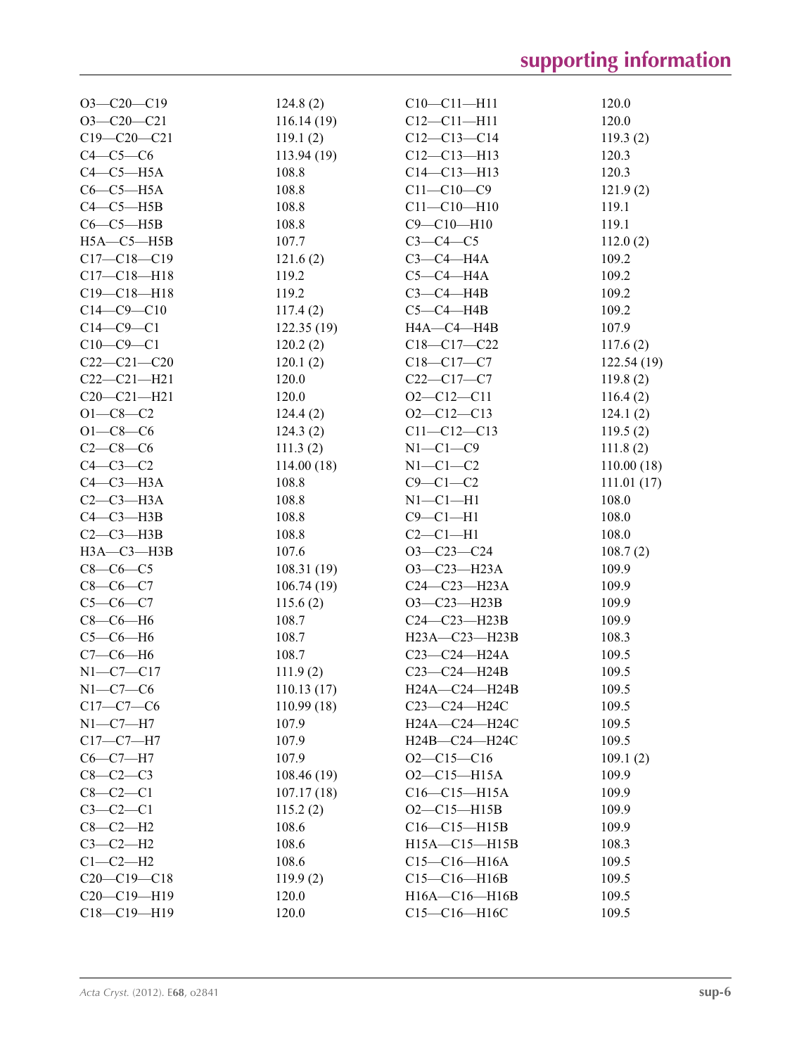| | | | |
|---|---|---|---|
| O3—C20—C19 | 124.8 (2) | C10—C11—H11 | 120.0 |
| O3—C20—C21 | 116.14 (19) | C12—C11—H11 | 120.0 |
| C19—C20—C21 | 119.1 (2) | C12—C13—C14 | 119.3 (2) |
| C4—C5—C6 | 113.94 (19) | C12—C13—H13 | 120.3 |
| C4—C5—H5A | 108.8 | C14—C13—H13 | 120.3 |
| C6—C5—H5A | 108.8 | C11—C10—C9 | 121.9 (2) |
| C4—C5—H5B | 108.8 | C11—C10—H10 | 119.1 |
| C6—C5—H5B | 108.8 | C9—C10—H10 | 119.1 |
| H5A—C5—H5B | 107.7 | C3—C4—C5 | 112.0 (2) |
| C17—C18—C19 | 121.6 (2) | C3—C4—H4A | 109.2 |
| C17—C18—H18 | 119.2 | C5—C4—H4A | 109.2 |
| C19—C18—H18 | 119.2 | C3—C4—H4B | 109.2 |
| C14—C9—C10 | 117.4 (2) | C5—C4—H4B | 109.2 |
| C14—C9—C1 | 122.35 (19) | H4A—C4—H4B | 107.9 |
| C10—C9—C1 | 120.2 (2) | C18—C17—C22 | 117.6 (2) |
| C22—C21—C20 | 120.1 (2) | C18—C17—C7 | 122.54 (19) |
| C22—C21—H21 | 120.0 | C22—C17—C7 | 119.8 (2) |
| C20—C21—H21 | 120.0 | O2—C12—C11 | 116.4 (2) |
| O1—C8—C2 | 124.4 (2) | O2—C12—C13 | 124.1 (2) |
| O1—C8—C6 | 124.3 (2) | C11—C12—C13 | 119.5 (2) |
| C2—C8—C6 | 111.3 (2) | N1—C1—C9 | 111.8 (2) |
| C4—C3—C2 | 114.00 (18) | N1—C1—C2 | 110.00 (18) |
| C4—C3—H3A | 108.8 | C9—C1—C2 | 111.01 (17) |
| C2—C3—H3A | 108.8 | N1—C1—H1 | 108.0 |
| C4—C3—H3B | 108.8 | C9—C1—H1 | 108.0 |
| C2—C3—H3B | 108.8 | C2—C1—H1 | 108.0 |
| H3A—C3—H3B | 107.6 | O3—C23—C24 | 108.7 (2) |
| C8—C6—C5 | 108.31 (19) | O3—C23—H23A | 109.9 |
| C8—C6—C7 | 106.74 (19) | C24—C23—H23A | 109.9 |
| C5—C6—C7 | 115.6 (2) | O3—C23—H23B | 109.9 |
| C8—C6—H6 | 108.7 | C24—C23—H23B | 109.9 |
| C5—C6—H6 | 108.7 | H23A—C23—H23B | 108.3 |
| C7—C6—H6 | 108.7 | C23—C24—H24A | 109.5 |
| N1—C7—C17 | 111.9 (2) | C23—C24—H24B | 109.5 |
| N1—C7—C6 | 110.13 (17) | H24A—C24—H24B | 109.5 |
| C17—C7—C6 | 110.99 (18) | C23—C24—H24C | 109.5 |
| N1—C7—H7 | 107.9 | H24A—C24—H24C | 109.5 |
| C17—C7—H7 | 107.9 | H24B—C24—H24C | 109.5 |
| C6—C7—H7 | 107.9 | O2—C15—C16 | 109.1 (2) |
| C8—C2—C3 | 108.46 (19) | O2—C15—H15A | 109.9 |
| C8—C2—C1 | 107.17 (18) | C16—C15—H15A | 109.9 |
| C3—C2—C1 | 115.2 (2) | O2—C15—H15B | 109.9 |
| C8—C2—H2 | 108.6 | C16—C15—H15B | 109.9 |
| C3—C2—H2 | 108.6 | H15A—C15—H15B | 108.3 |
| C1—C2—H2 | 108.6 | C15—C16—H16A | 109.5 |
| C20—C19—C18 | 119.9 (2) | C15—C16—H16B | 109.5 |
| C20—C19—H19 | 120.0 | H16A—C16—H16B | 109.5 |
| C18—C19—H19 | 120.0 | C15—C16—H16C | 109.5 |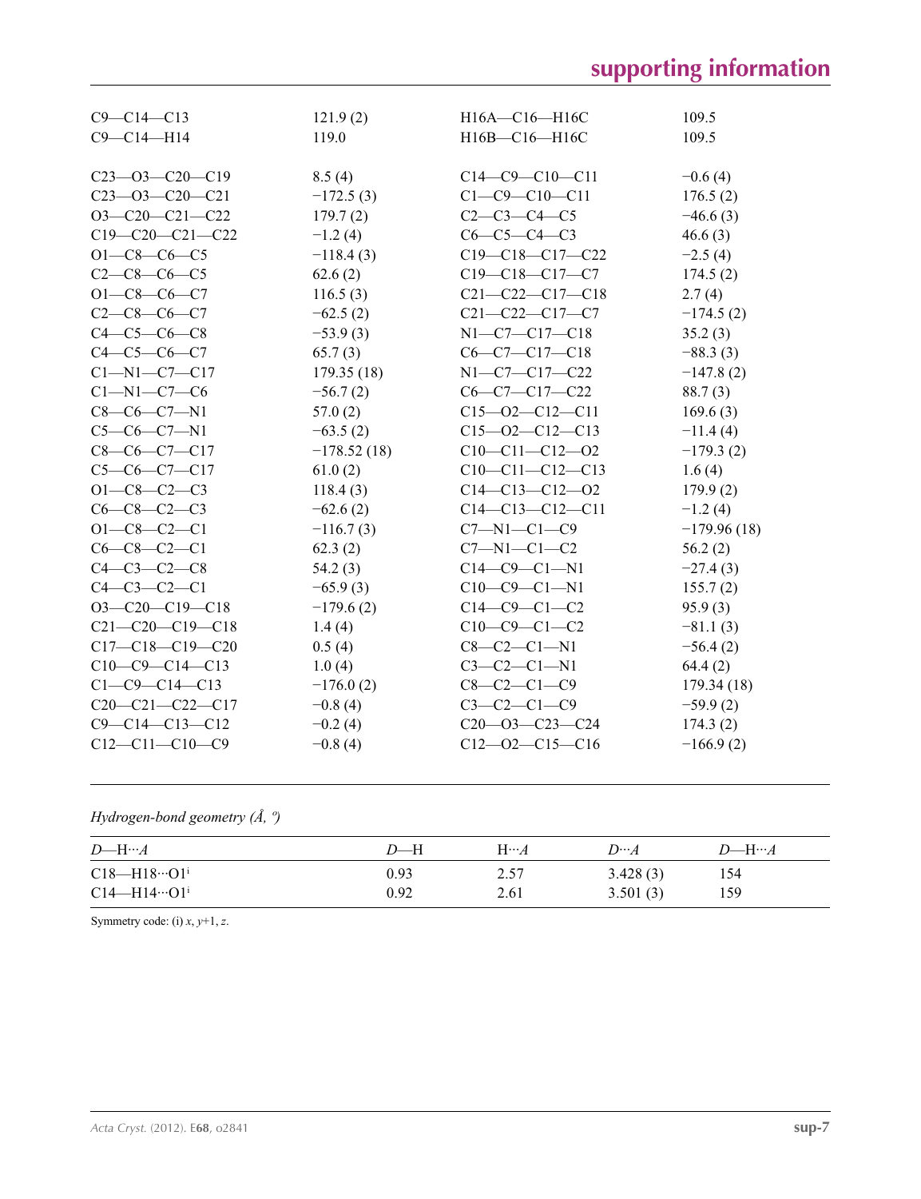| | | | |
|---|---|---|---|
| C9—C14—C13 | 121.9 (2) | H16A—C16—H16C | 109.5 |
| C9—C14—H14 | 119.0 | H16B—C16—H16C | 109.5 |
| | | | |
| C23—O3—C20—C19 | 8.5 (4) | C14—C9—C10—C11 | −0.6 (4) |
| C23—O3—C20—C21 | −172.5 (3) | C1—C9—C10—C11 | 176.5 (2) |
| O3—C20—C21—C22 | 179.7 (2) | C2—C3—C4—C5 | −46.6 (3) |
| C19—C20—C21—C22 | −1.2 (4) | C6—C5—C4—C3 | 46.6 (3) |
| O1—C8—C6—C5 | −118.4 (3) | C19—C18—C17—C22 | −2.5 (4) |
| C2—C8—C6—C5 | 62.6 (2) | C19—C18—C17—C7 | 174.5 (2) |
| O1—C8—C6—C7 | 116.5 (3) | C21—C22—C17—C18 | 2.7 (4) |
| C2—C8—C6—C7 | −62.5 (2) | C21—C22—C17—C7 | −174.5 (2) |
| C4—C5—C6—C8 | −53.9 (3) | N1—C7—C17—C18 | 35.2 (3) |
| C4—C5—C6—C7 | 65.7 (3) | C6—C7—C17—C18 | −88.3 (3) |
| C1—N1—C7—C17 | 179.35 (18) | N1—C7—C17—C22 | −147.8 (2) |
| C1—N1—C7—C6 | −56.7 (2) | C6—C7—C17—C22 | 88.7 (3) |
| C8—C6—C7—N1 | 57.0 (2) | C15—O2—C12—C11 | 169.6 (3) |
| C5—C6—C7—N1 | −63.5 (2) | C15—O2—C12—C13 | −11.4 (4) |
| C8—C6—C7—C17 | −178.52 (18) | C10—C11—C12—O2 | −179.3 (2) |
| C5—C6—C7—C17 | 61.0 (2) | C10—C11—C12—C13 | 1.6 (4) |
| O1—C8—C2—C3 | 118.4 (3) | C14—C13—C12—O2 | 179.9 (2) |
| C6—C8—C2—C3 | −62.6 (2) | C14—C13—C12—C11 | −1.2 (4) |
| O1—C8—C2—C1 | −116.7 (3) | C7—N1—C1—C9 | −179.96 (18) |
| C6—C8—C2—C1 | 62.3 (2) | C7—N1—C1—C2 | 56.2 (2) |
| C4—C3—C2—C8 | 54.2 (3) | C14—C9—C1—N1 | −27.4 (3) |
| C4—C3—C2—C1 | −65.9 (3) | C10—C9—C1—N1 | 155.7 (2) |
| O3—C20—C19—C18 | −179.6 (2) | C14—C9—C1—C2 | 95.9 (3) |
| C21—C20—C19—C18 | 1.4 (4) | C10—C9—C1—C2 | −81.1 (3) |
| C17—C18—C19—C20 | 0.5 (4) | C8—C2—C1—N1 | −56.4 (2) |
| C10—C9—C14—C13 | 1.0 (4) | C3—C2—C1—N1 | 64.4 (2) |
| C1—C9—C14—C13 | −176.0 (2) | C8—C2—C1—C9 | 179.34 (18) |
| C20—C21—C22—C17 | −0.8 (4) | C3—C2—C1—C9 | −59.9 (2) |
| C9—C14—C13—C12 | −0.2 (4) | C20—O3—C23—C24 | 174.3 (2) |
| C12—C11—C10—C9 | −0.8 (4) | C12—O2—C15—C16 | −166.9 (2) |

*Hydrogen-bond geometry (Å, º)*

| *D*—H···*A* | *D*—H | H···*A* | *D*···*A* | *D*—H···*A* |
|---|---|---|---|---|
| C18—H18···O1[i] | 0.93 | 2.57 | 3.428 (3) | 154 |
| C14—H14···O1[i] | 0.92 | 2.61 | 3.501 (3) | 159 |

Symmetry code: (i) *x*, *y*+1, *z*.